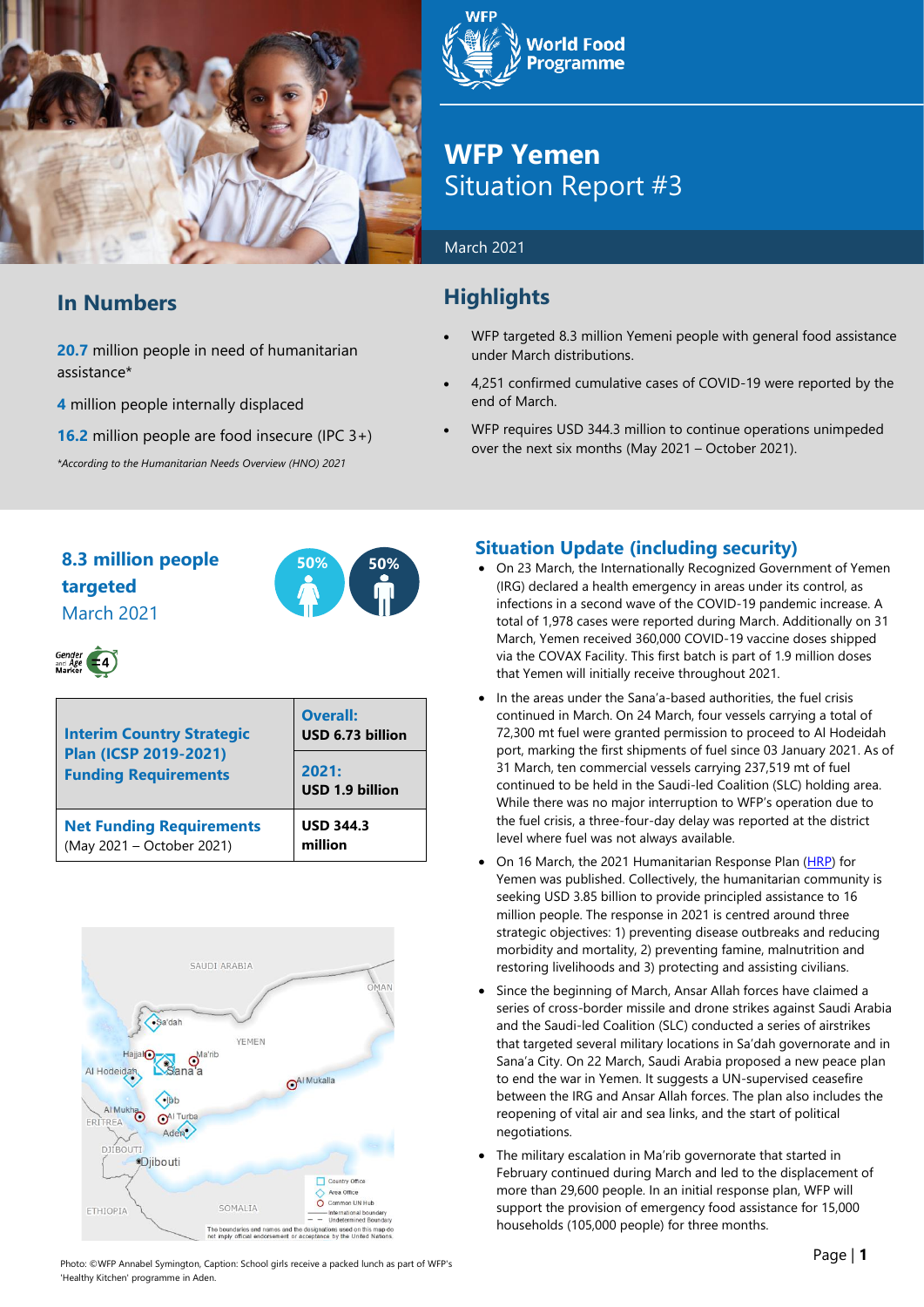# WFP Yemen
## Situation Report #3

March 2021

## In Numbers

**20.7** million people in need of humanitarian assistance*

**4** million people internally displaced

**16.2** million people are food insecure (IPC 3+)

*According to the Humanitarian Needs Overview (HNO) 2021*

## Highlights

- WFP targeted 8.3 million Yemeni people with general food assistance under March distributions.
- 4,251 confirmed cumulative cases of COVID-19 were reported by the end of March.
- WFP requires USD 344.3 million to continue operations unimpeded over the next six months (May 2021 – October 2021).

**8.3 million people targeted**
March 2021

50% 50%

Gender and Age Marker 4

| Interim Country Strategic Plan (ICSP 2019-2021) Funding Requirements | **Overall:** USD 6.73 billion |
|---|---|
| | **2021:** USD 1.9 billion |
| **Net Funding Requirements** (May 2021 – October 2021) | **USD 344.3 million** |

Photo: ©WFP Annabel Symington, Caption: School girls receive a packed lunch as part of WFP's 'Healthy Kitchen' programme in Aden.

## Situation Update (including security)

- On 23 March, the Internationally Recognized Government of Yemen (IRG) declared a health emergency in areas under its control, as infections in a second wave of the COVID-19 pandemic increase. A total of 1,978 cases were reported during March. Additionally on 31 March, Yemen received 360,000 COVID-19 vaccine doses shipped via the COVAX Facility. This first batch is part of 1.9 million doses that Yemen will initially receive throughout 2021.
- In the areas under the Sana'a-based authorities, the fuel crisis continued in March. On 24 March, four vessels carrying a total of 72,300 mt fuel were granted permission to proceed to Al Hodeidah port, marking the first shipments of fuel since 03 January 2021. As of 31 March, ten commercial vessels carrying 237,519 mt of fuel continued to be held in the Saudi-led Coalition (SLC) holding area. While there was no major interruption to WFP's operation due to the fuel crisis, a three-four-day delay was reported at the district level where fuel was not always available.
- On 16 March, the 2021 Humanitarian Response Plan (HRP) for Yemen was published. Collectively, the humanitarian community is seeking USD 3.85 billion to provide principled assistance to 16 million people. The response in 2021 is centred around three strategic objectives: 1) preventing disease outbreaks and reducing morbidity and mortality, 2) preventing famine, malnutrition and restoring livelihoods and 3) protecting and assisting civilians.
- Since the beginning of March, Ansar Allah forces have claimed a series of cross-border missile and drone strikes against Saudi Arabia and the Saudi-led Coalition (SLC) conducted a series of airstrikes that targeted several military locations in Sa'dah governorate and in Sana'a City. On 22 March, Saudi Arabia proposed a new peace plan to end the war in Yemen. It suggests a UN-supervised ceasefire between the IRG and Ansar Allah forces. The plan also includes the reopening of vital air and sea links, and the start of political negotiations.
- The military escalation in Ma'rib governorate that started in February continued during March and led to the displacement of more than 29,600 people. In an initial response plan, WFP will support the provision of emergency food assistance for 15,000 households (105,000 people) for three months.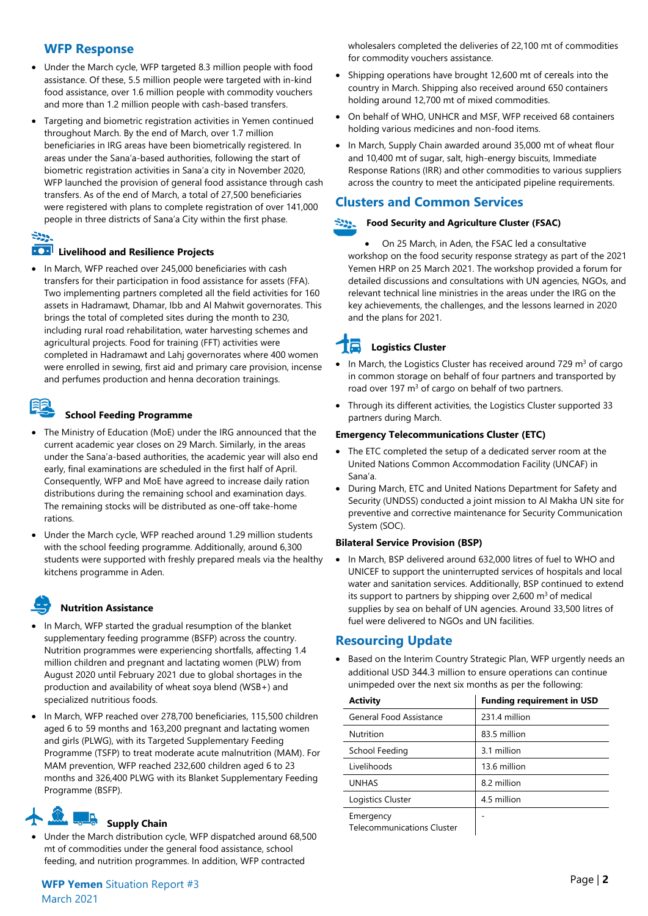## WFP Response

- Under the March cycle, WFP targeted 8.3 million people with food assistance. Of these, 5.5 million people were targeted with in-kind food assistance, over 1.6 million people with commodity vouchers and more than 1.2 million people with cash-based transfers.
- Targeting and biometric registration activities in Yemen continued throughout March. By the end of March, over 1.7 million beneficiaries in IRG areas have been biometrically registered. In areas under the Sana'a-based authorities, following the start of biometric registration activities in Sana'a city in November 2020, WFP launched the provision of general food assistance through cash transfers. As of the end of March, a total of 27,500 beneficiaries were registered with plans to complete registration of over 141,000 people in three districts of Sana'a City within the first phase.

### Livelihood and Resilience Projects

- In March, WFP reached over 245,000 beneficiaries with cash transfers for their participation in food assistance for assets (FFA). Two implementing partners completed all the field activities for 160 assets in Hadramawt, Dhamar, Ibb and Al Mahwit governorates. This brings the total of completed sites during the month to 230, including rural road rehabilitation, water harvesting schemes and agricultural projects. Food for training (FFT) activities were completed in Hadramawt and Lahj governorates where 400 women were enrolled in sewing, first aid and primary care provision, incense and perfumes production and henna decoration trainings.

### School Feeding Programme

- The Ministry of Education (MoE) under the IRG announced that the current academic year closes on 29 March. Similarly, in the areas under the Sana'a-based authorities, the academic year will also end early, final examinations are scheduled in the first half of April. Consequently, WFP and MoE have agreed to increase daily ration distributions during the remaining school and examination days. The remaining stocks will be distributed as one-off take-home rations.
- Under the March cycle, WFP reached around 1.29 million students with the school feeding programme. Additionally, around 6,300 students were supported with freshly prepared meals via the healthy kitchens programme in Aden.

### Nutrition Assistance

- In March, WFP started the gradual resumption of the blanket supplementary feeding programme (BSFP) across the country. Nutrition programmes were experiencing shortfalls, affecting 1.4 million children and pregnant and lactating women (PLW) from August 2020 until February 2021 due to global shortages in the production and availability of wheat soya blend (WSB+) and specialized nutritious foods.
- In March, WFP reached over 278,700 beneficiaries, 115,500 children aged 6 to 59 months and 163,200 pregnant and lactating women and girls (PLWG), with its Targeted Supplementary Feeding Programme (TSFP) to treat moderate acute malnutrition (MAM). For MAM prevention, WFP reached 232,600 children aged 6 to 23 months and 326,400 PLWG with its Blanket Supplementary Feeding Programme (BSFP).

### Supply Chain

- Under the March distribution cycle, WFP dispatched around 68,500 mt of commodities under the general food assistance, school feeding, and nutrition programmes. In addition, WFP contracted wholesalers completed the deliveries of 22,100 mt of commodities for commodity vouchers assistance.
- Shipping operations have brought 12,600 mt of cereals into the country in March. Shipping also received around 650 containers holding around 12,700 mt of mixed commodities.
- On behalf of WHO, UNHCR and MSF, WFP received 68 containers holding various medicines and non-food items.
- In March, Supply Chain awarded around 35,000 mt of wheat flour and 10,400 mt of sugar, salt, high-energy biscuits, Immediate Response Rations (IRR) and other commodities to various suppliers across the country to meet the anticipated pipeline requirements.

## Clusters and Common Services

### Food Security and Agriculture Cluster (FSAC)

- On 25 March, in Aden, the FSAC led a consultative workshop on the food security response strategy as part of the 2021 Yemen HRP on 25 March 2021. The workshop provided a forum for detailed discussions and consultations with UN agencies, NGOs, and relevant technical line ministries in the areas under the IRG on the key achievements, the challenges, and the lessons learned in 2020 and the plans for 2021.

### Logistics Cluster

- In March, the Logistics Cluster has received around 729 $m^3$ of cargo in common storage on behalf of four partners and transported by road over 197 $m^3$ of cargo on behalf of two partners.
- Through its different activities, the Logistics Cluster supported 33 partners during March.

### Emergency Telecommunications Cluster (ETC)

- The ETC completed the setup of a dedicated server room at the United Nations Common Accommodation Facility (UNCAF) in Sana'a.
- During March, ETC and United Nations Department for Safety and Security (UNDSS) conducted a joint mission to Al Makha UN site for preventive and corrective maintenance for Security Communication System (SOC).

### Bilateral Service Provision (BSP)

- In March, BSP delivered around 632,000 litres of fuel to WHO and UNICEF to support the uninterrupted services of hospitals and local water and sanitation services. Additionally, BSP continued to extend its support to partners by shipping over 2,600 $m^3$ of medical supplies by sea on behalf of UN agencies. Around 33,500 litres of fuel were delivered to NGOs and UN facilities.

## Resourcing Update

- Based on the Interim Country Strategic Plan, WFP urgently needs an additional USD 344.3 million to ensure operations can continue unimpeded over the next six months as per the following:

| Activity | Funding requirement in USD |
|---|---|
| General Food Assistance | 231.4 million |
| Nutrition | 83.5 million |
| School Feeding | 3.1 million |
| Livelihoods | 13.6 million |
| UNHAS | 8.2 million |
| Logistics Cluster | 4.5 million |
| Emergency Telecommunications Cluster | - |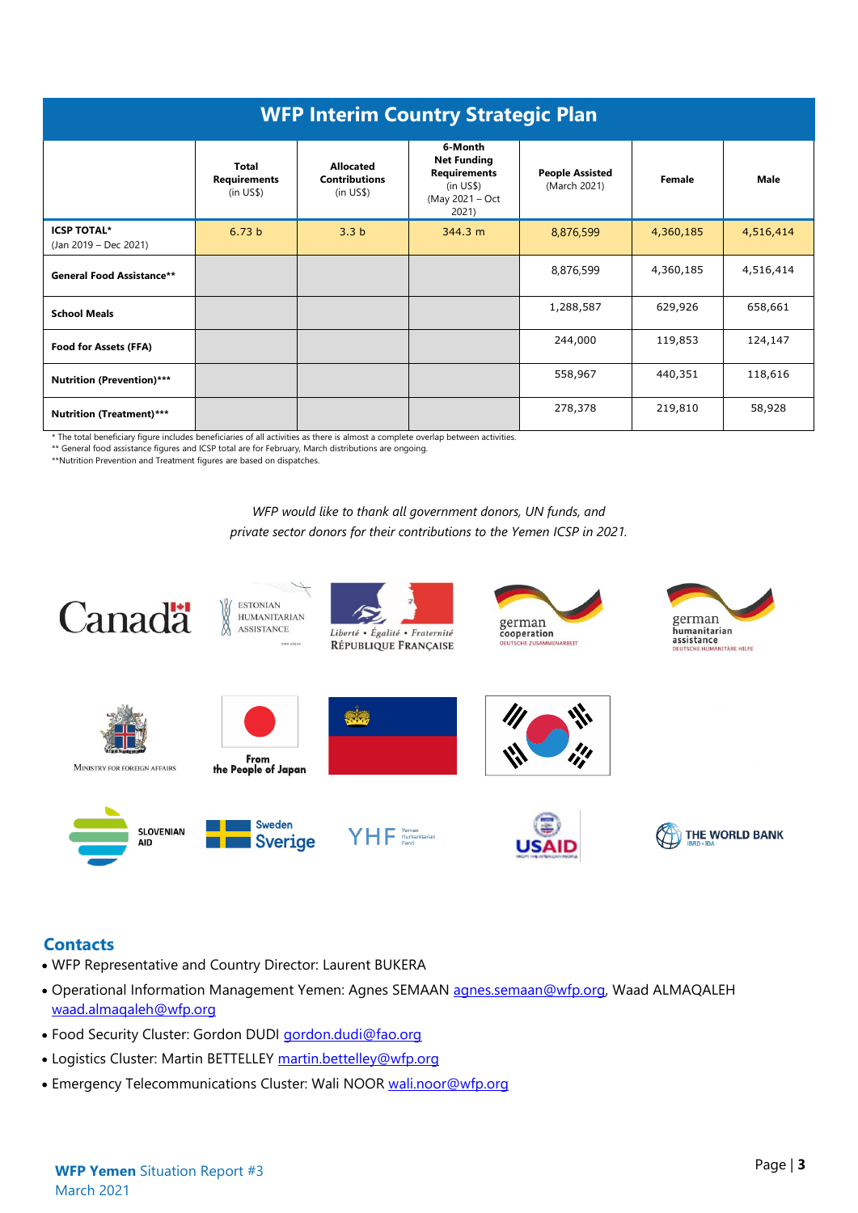## WFP Interim Country Strategic Plan

| | Total Requirements (in US$) | Allocated Contributions (in US$) | 6-Month Net Funding Requirements (in US$) (May 2021 – Oct 2021) | People Assisted (March 2021) | Female | Male |
|---|---|---|---|---|---|---|
| **ICSP TOTAL*** (Jan 2019 – Dec 2021) | 6.73 b | 3.3 b | 344.3 m | 8,876,599 | 4,360,185 | 4,516,414 |
| **General Food Assistance**** | | | | 8,876,599 | 4,360,185 | 4,516,414 |
| **School Meals** | | | | 1,288,587 | 629,926 | 658,661 |
| **Food for Assets (FFA)** | | | | 244,000 | 119,853 | 124,147 |
| **Nutrition (Prevention)***** | | | | 558,967 | 440,351 | 118,616 |
| **Nutrition (Treatment)***** | | | | 278,378 | 219,810 | 58,928 |

* The total beneficiary figure includes beneficiaries of all activities as there is almost a complete overlap between activities.
** General food assistance figures and ICSP total are for February, March distributions are ongoing.
**Nutrition Prevention and Treatment figures are based on dispatches.

*WFP would like to thank all government donors, UN funds, and private sector donors for their contributions to the Yemen ICSP in 2021.*

## Contacts

- WFP Representative and Country Director: Laurent BUKERA
- Operational Information Management Yemen: Agnes SEMAAN agnes.semaan@wfp.org, Waad ALMAQALEH waad.almaqaleh@wfp.org
- Food Security Cluster: Gordon DUDI gordon.dudi@fao.org
- Logistics Cluster: Martin BETTELLEY martin.bettelley@wfp.org
- Emergency Telecommunications Cluster: Wali NOOR wali.noor@wfp.org